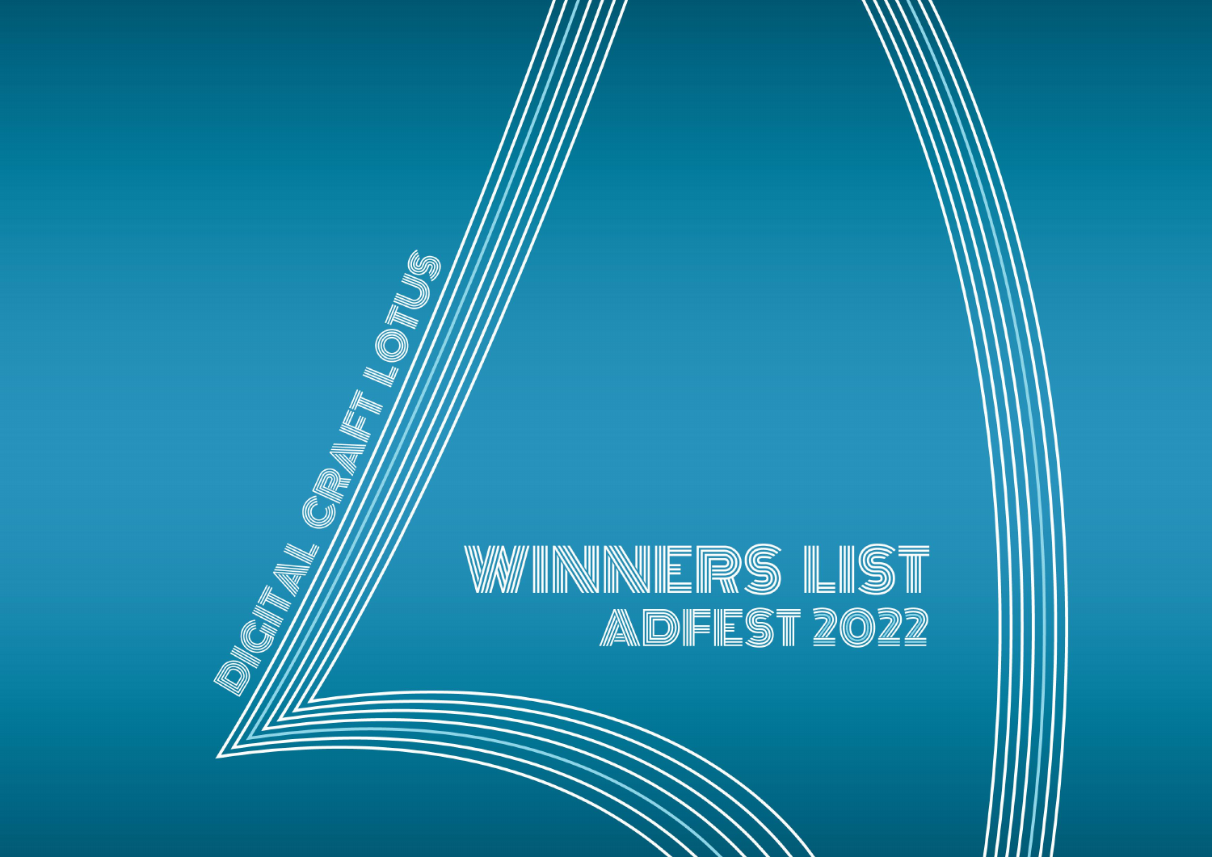# DIGITAL CRAFT LOTUS

# WINNERS LIST

## ADFEST 2022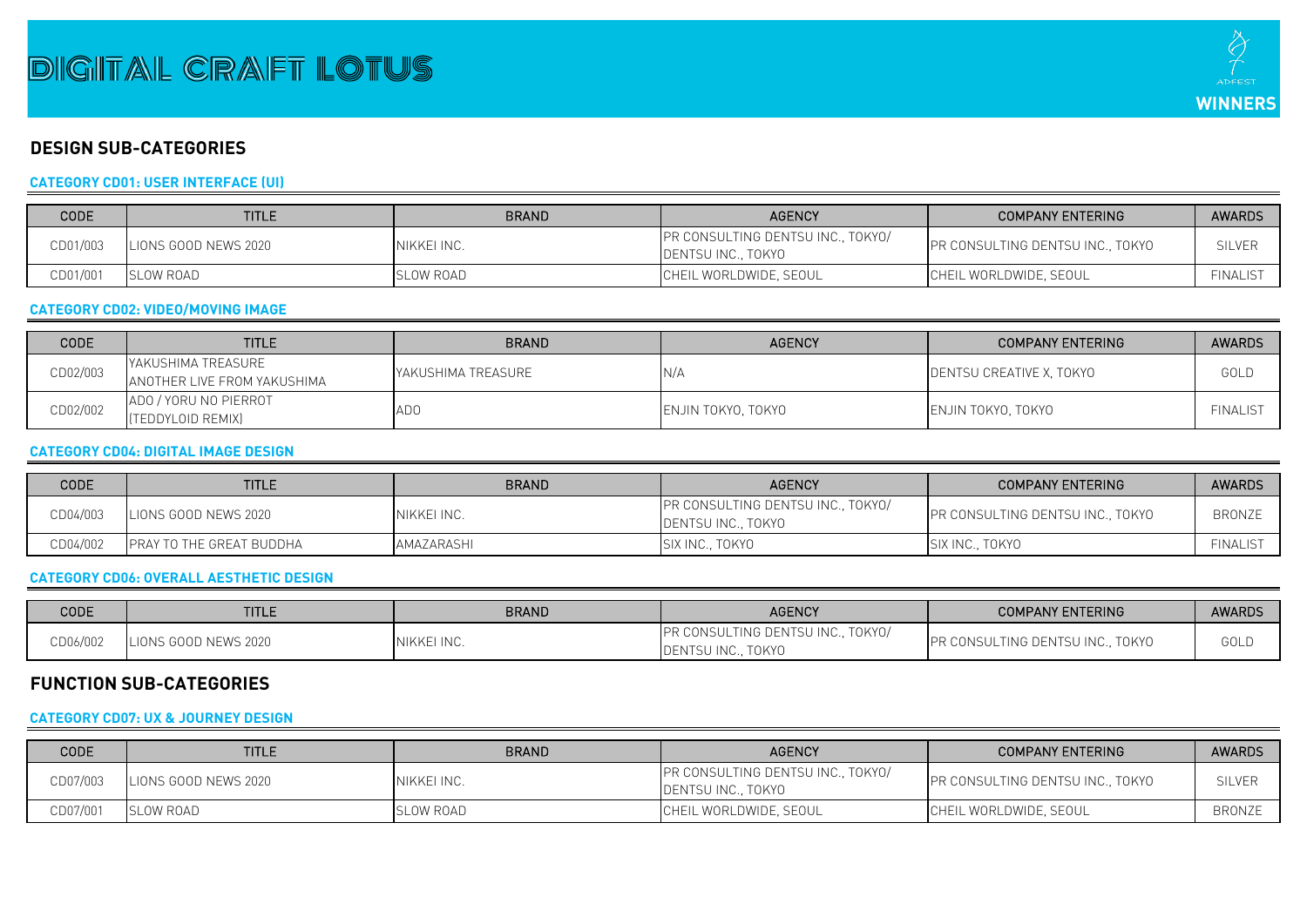# DIGITAL CRAFT LOTUS

WINNERS

## DESIGN SUB-CATEGORIES

### CATEGORY CD01: USER INTERFACE (UI)

| CODE | TITLE | BRAND | AGENCY | COMPANY ENTERING | AWARDS |
|---|---|---|---|---|---|
| CD01/003 | LIONS GOOD NEWS 2020 | NIKKEI INC. | PR CONSULTING DENTSU INC., TOKYO/ DENTSU INC., TOKYO | PR CONSULTING DENTSU INC., TOKYO | SILVER |
| CD01/001 | SLOW ROAD | SLOW ROAD | CHEIL WORLDWIDE, SEOUL | CHEIL WORLDWIDE, SEOUL | FINALIST |

### CATEGORY CD02: VIDEO/MOVING IMAGE

| CODE | TITLE | BRAND | AGENCY | COMPANY ENTERING | AWARDS |
|---|---|---|---|---|---|
| CD02/003 | YAKUSHIMA TREASURE ANOTHER LIVE FROM YAKUSHIMA | YAKUSHIMA TREASURE | N/A | DENTSU CREATIVE X, TOKYO | GOLD |
| CD02/002 | ADO / YORU NO PIERROT (TEDDYLOID REMIX) | ADO | ENJIN TOKYO, TOKYO | ENJIN TOKYO, TOKYO | FINALIST |

### CATEGORY CD04: DIGITAL IMAGE DESIGN

| CODE | TITLE | BRAND | AGENCY | COMPANY ENTERING | AWARDS |
|---|---|---|---|---|---|
| CD04/003 | LIONS GOOD NEWS 2020 | NIKKEI INC. | PR CONSULTING DENTSU INC., TOKYO/ DENTSU INC., TOKYO | PR CONSULTING DENTSU INC., TOKYO | BRONZE |
| CD04/002 | PRAY TO THE GREAT BUDDHA | AMAZARASHI | SIX INC., TOKYO | SIX INC., TOKYO | FINALIST |

### CATEGORY CD06: OVERALL AESTHETIC DESIGN

| CODE | TITLE | BRAND | AGENCY | COMPANY ENTERING | AWARDS |
|---|---|---|---|---|---|
| CD06/002 | LIONS GOOD NEWS 2020 | NIKKEI INC. | PR CONSULTING DENTSU INC., TOKYO/ DENTSU INC., TOKYO | PR CONSULTING DENTSU INC., TOKYO | GOLD |

## FUNCTION SUB-CATEGORIES

### CATEGORY CD07: UX & JOURNEY DESIGN

| CODE | TITLE | BRAND | AGENCY | COMPANY ENTERING | AWARDS |
|---|---|---|---|---|---|
| CD07/003 | LIONS GOOD NEWS 2020 | NIKKEI INC. | PR CONSULTING DENTSU INC., TOKYO/ DENTSU INC., TOKYO | PR CONSULTING DENTSU INC., TOKYO | SILVER |
| CD07/001 | SLOW ROAD | SLOW ROAD | CHEIL WORLDWIDE, SEOUL | CHEIL WORLDWIDE, SEOUL | BRONZE |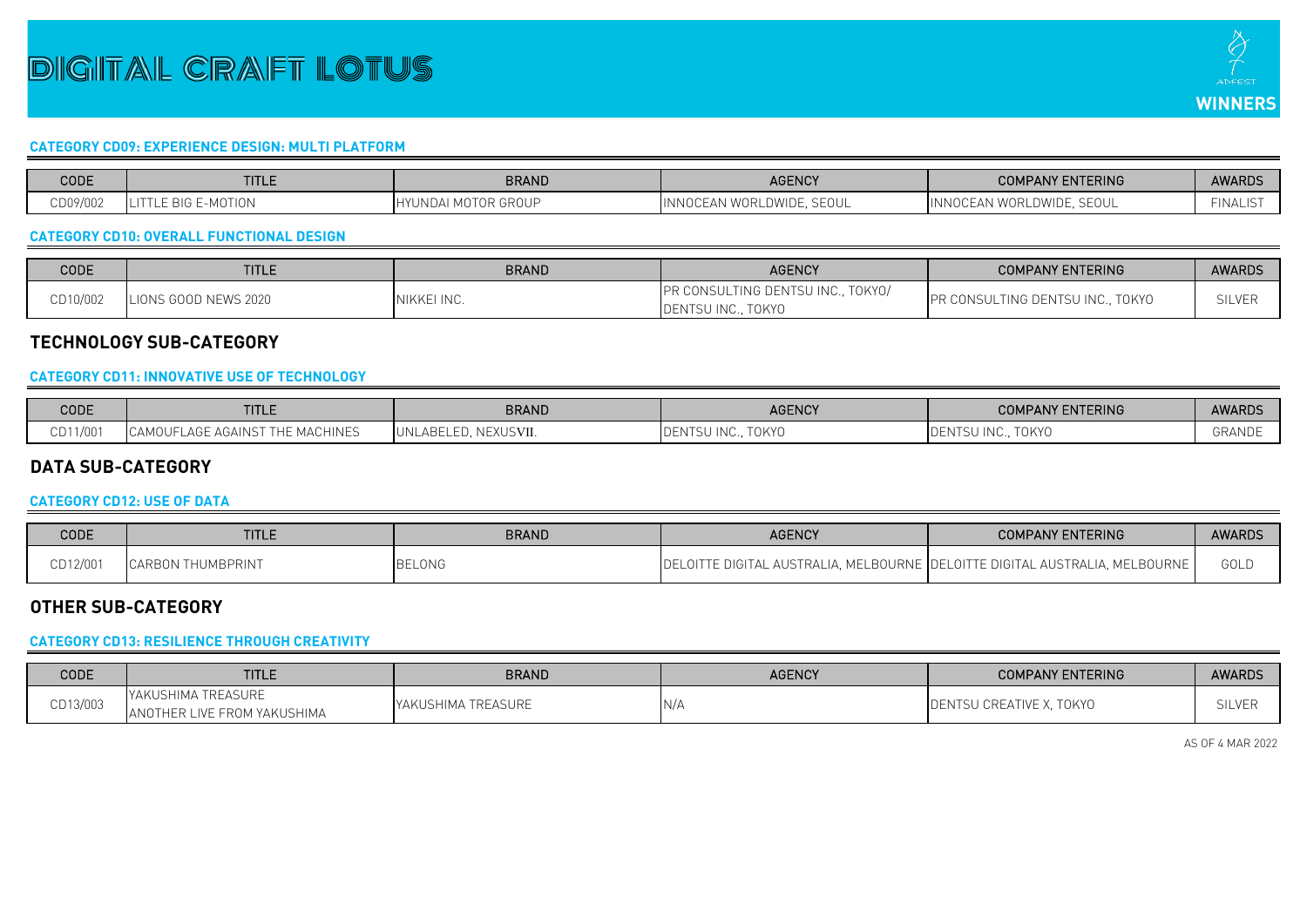# DIGITAL CRAFT LOTUS

WINNERS

### CATEGORY CD09: EXPERIENCE DESIGN: MULTI PLATFORM

| CODE | TITLE | BRAND | AGENCY | COMPANY ENTERING | AWARDS |
|---|---|---|---|---|---|
| CD09/002 | LITTLE BIG E-MOTION | HYUNDAI MOTOR GROUP | INNOCEAN WORLDWIDE, SEOUL | INNOCEAN WORLDWIDE, SEOUL | FINALIST |

### CATEGORY CD10: OVERALL FUNCTIONAL DESIGN

| CODE | TITLE | BRAND | AGENCY | COMPANY ENTERING | AWARDS |
|---|---|---|---|---|---|
| CD10/002 | LIONS GOOD NEWS 2020 | NIKKEI INC. | PR CONSULTING DENTSU INC., TOKYO/ DENTSU INC., TOKYO | PR CONSULTING DENTSU INC., TOKYO | SILVER |

## TECHNOLOGY SUB-CATEGORY

### CATEGORY CD11: INNOVATIVE USE OF TECHNOLOGY

| CODE | TITLE | BRAND | AGENCY | COMPANY ENTERING | AWARDS |
|---|---|---|---|---|---|
| CD11/001 | CAMOUFLAGE AGAINST THE MACHINES | UNLABELED, NEXUSVII. | DENTSU INC., TOKYO | DENTSU INC., TOKYO | GRANDE |

## DATA SUB-CATEGORY

### CATEGORY CD12: USE OF DATA

| CODE | TITLE | BRAND | AGENCY | COMPANY ENTERING | AWARDS |
|---|---|---|---|---|---|
| CD12/001 | CARBON THUMBPRINT | BELONG | DELOITTE DIGITAL AUSTRALIA, MELBOURNE | DELOITTE DIGITAL AUSTRALIA, MELBOURNE | GOLD |

## OTHER SUB-CATEGORY

### CATEGORY CD13: RESILIENCE THROUGH CREATIVITY

| CODE | TITLE | BRAND | AGENCY | COMPANY ENTERING | AWARDS |
|---|---|---|---|---|---|
| CD13/003 | YAKUSHIMA TREASURE ANOTHER LIVE FROM YAKUSHIMA | YAKUSHIMA TREASURE | N/A | DENTSU CREATIVE X, TOKYO | SILVER |

AS OF 4 MAR 2022